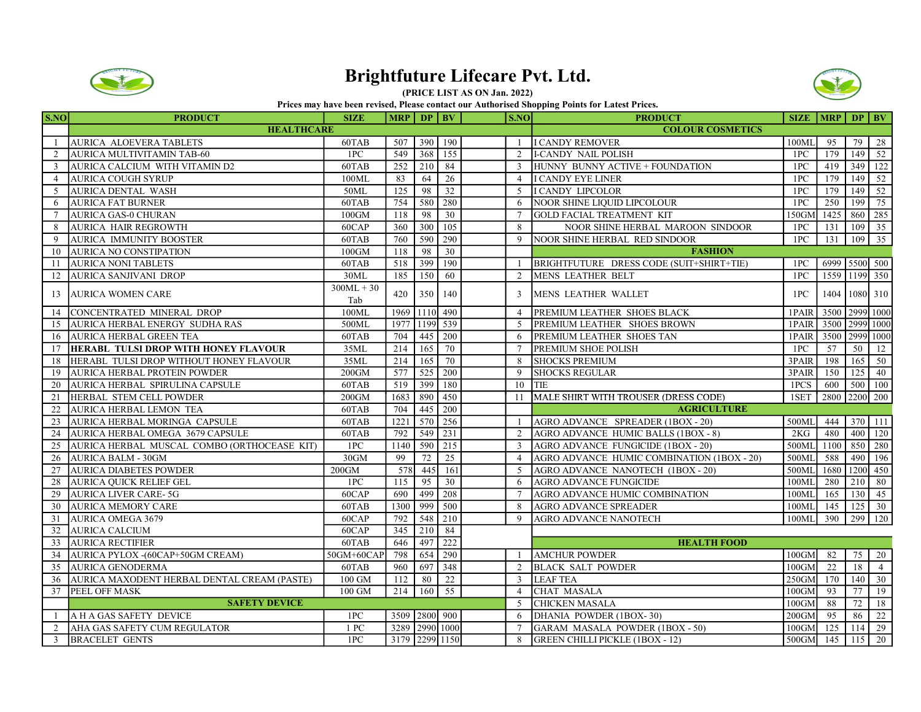# Brightfuture Lifecare Pvt. Ltd.

**(PRICE LIST AS ON Jan. 2022)**

**Prices may have been revised, Please contact our Authorised Shopping Points for Latest Prices.**

| S.NO | PRODUCT | SIZE | MRP | DP | BV |
|---|---|---|---|---|---|
| | **HEALTHCARE** | | | | |
| 1 | AURICA ALOEVERA TABLETS | 60TAB | 507 | 390 | 190 |
| 2 | AURICA MULTIVITAMIN TAB-60 | 1PC | 549 | 368 | 155 |
| 3 | AURICA CALCIUM WITH VITAMIN D2 | 60TAB | 252 | 210 | 84 |
| 4 | AURICA COUGH SYRUP | 100ML | 83 | 64 | 26 |
| 5 | AURICA DENTAL WASH | 50ML | 125 | 98 | 32 |
| 6 | AURICA FAT BURNER | 60TAB | 754 | 580 | 280 |
| 7 | AURICA GAS-0 CHURAN | 100GM | 118 | 98 | 30 |
| 8 | AURICA HAIR REGROWTH | 60CAP | 360 | 300 | 105 |
| 9 | AURICA IMMUNITY BOOSTER | 60TAB | 760 | 590 | 290 |
| 10 | AURICA NO CONSTIPATION | 100GM | 118 | 98 | 30 |
| 11 | AURICA NONI TABLETS | 60TAB | 518 | 399 | 190 |
| 12 | AURICA SANJIVANI DROP | 30ML | 185 | 150 | 60 |
| 13 | AURICA WOMEN CARE | 300ML + 30 Tab | 420 | 350 | 140 |
| 14 | CONCENTRATED MINERAL DROP | 100ML | 1969 | 1110 | 490 |
| 15 | AURICA HERBAL ENERGY SUDHA RAS | 500ML | 1977 | 1199 | 539 |
| 16 | AURICA HERBAL GREEN TEA | 60TAB | 704 | 445 | 200 |
| 17 | **HERABL TULSI DROP WITH HONEY FLAVOUR** | 35ML | 214 | 165 | 70 |
| 18 | HERABL TULSI DROP WITHOUT HONEY FLAVOUR | 35ML | 214 | 165 | 70 |
| 19 | AURICA HERBAL PROTEIN POWDER | 200GM | 577 | 525 | 200 |
| 20 | AURICA HERBAL SPIRULINA CAPSULE | 60TAB | 519 | 399 | 180 |
| 21 | HERBAL STEM CELL POWDER | 200GM | 1683 | 890 | 450 |
| 22 | AURICA HERBAL LEMON TEA | 60TAB | 704 | 445 | 200 |
| 23 | AURICA HERBAL MORINGA CAPSULE | 60TAB | 1221 | 570 | 256 |
| 24 | AURICA HERBAL OMEGA 3679 CAPSULE | 60TAB | 792 | 549 | 231 |
| 25 | AURICA HERBAL MUSCAL COMBO (ORTHOCEASE KIT) | 1PC | 1140 | 590 | 215 |
| 26 | AURICA BALM - 30GM | 30GM | 99 | 72 | 25 |
| 27 | AURICA DIABETES POWDER | 200GM | 578 | 445 | 161 |
| 28 | AURICA QUICK RELIEF GEL | 1PC | 115 | 95 | 30 |
| 29 | AURICA LIVER CARE- 5G | 60CAP | 690 | 499 | 208 |
| 30 | AURICA MEMORY CARE | 60TAB | 1300 | 999 | 500 |
| 31 | AURICA OMEGA 3679 | 60CAP | 792 | 548 | 210 |
| 32 | AURICA CALCIUM | 60CAP | 345 | 210 | 84 |
| 33 | AURICA RECTIFIER | 60TAB | 646 | 497 | 222 |
| 34 | AURICA PYLOX -(60CAP+50GM CREAM) | 50GM+60CAP | 798 | 654 | 290 |
| 35 | AURICA GENODERMA | 60TAB | 960 | 697 | 348 |
| 36 | AURICA MAXODENT HERBAL DENTAL CREAM (PASTE) | 100 GM | 112 | 80 | 22 |
| 37 | PEEL OFF MASK | 100 GM | 214 | 160 | 55 |
| | **SAFETY DEVICE** | | | | |
| 1 | A H A GAS SAFETY DEVICE | 1PC | 3509 | 2800 | 900 |
| 2 | AHA GAS SAFETY CUM REGULATOR | 1 PC | 3289 | 2990 | 1000 |
| 3 | BRACELET GENTS | 1PC | 3179 | 2299 | 1150 |

| S.NO | PRODUCT | SIZE | MRP | DP | BV |
|---|---|---|---|---|---|
| | **COLOUR COSMETICS** | | | | |
| 1 | I CANDY REMOVER | 100ML | 95 | 79 | 28 |
| 2 | I-CANDY NAIL POLISH | 1PC | 179 | 149 | 52 |
| 3 | HUNNY BUNNY ACTIVE + FOUNDATION | 1PC | 419 | 349 | 122 |
| 4 | I CANDY EYE LINER | 1PC | 179 | 149 | 52 |
| 5 | I CANDY LIPCOLOR | 1PC | 179 | 149 | 52 |
| 6 | NOOR SHINE LIQUID LIPCOLOUR | 1PC | 250 | 199 | 75 |
| 7 | GOLD FACIAL TREATMENT KIT | 150GM | 1425 | 860 | 285 |
| 8 | NOOR SHINE HERBAL MAROON SINDOOR | 1PC | 131 | 109 | 35 |
| 9 | NOOR SHINE HERBAL RED SINDOOR | 1PC | 131 | 109 | 35 |
| | **FASHION** | | | | |
| 1 | BRIGHTFUTURE DRESS CODE (SUIT+SHIRT+TIE) | 1PC | 6999 | 5500 | 500 |
| 2 | MENS LEATHER BELT | 1PC | 1559 | 1199 | 350 |
| 3 | MENS LEATHER WALLET | 1PC | 1404 | 1080 | 310 |
| 4 | PREMIUM LEATHER SHOES BLACK | 1PAIR | 3500 | 2999 | 1000 |
| 5 | PREMIUM LEATHER SHOES BROWN | 1PAIR | 3500 | 2999 | 1000 |
| 6 | PREMIUM LEATHER SHOES TAN | 1PAIR | 3500 | 2999 | 1000 |
| 7 | PREMIUM SHOE POLISH | 1PC | 57 | 50 | 12 |
| 8 | SHOCKS PREMIUM | 3PAIR | 198 | 165 | 50 |
| 9 | SHOCKS REGULAR | 3PAIR | 150 | 125 | 40 |
| 10 | TIE | 1PCS | 600 | 500 | 100 |
| 11 | MALE SHIRT WITH TROUSER (DRESS CODE) | 1SET | 2800 | 2200 | 200 |
| | **AGRICULTURE** | | | | |
| 1 | AGRO ADVANCE SPREADER (1BOX - 20) | 500ML | 444 | 370 | 111 |
| 2 | AGRO ADVANCE HUMIC BALLS (1BOX - 8) | 2KG | 480 | 400 | 120 |
| 3 | AGRO ADVANCE FUNGICIDE (1BOX - 20) | 500ML | 1100 | 850 | 280 |
| 4 | AGRO ADVANCE HUMIC COMBINATION (1BOX - 20) | 500ML | 588 | 490 | 196 |
| 5 | AGRO ADVANCE NANOTECH (1BOX - 20) | 500ML | 1680 | 1200 | 450 |
| 6 | AGRO ADVANCE FUNGICIDE | 100ML | 280 | 210 | 80 |
| 7 | AGRO ADVANCE HUMIC COMBINATION | 100ML | 165 | 130 | 45 |
| 8 | AGRO ADVANCE SPREADER | 100ML | 145 | 125 | 30 |
| 9 | AGRO ADVANCE NANOTECH | 100ML | 390 | 299 | 120 |
| | **HEALTH FOOD** | | | | |
| 1 | AMCHUR POWDER | 100GM | 82 | 75 | 20 |
| 2 | BLACK SALT POWDER | 100GM | 22 | 18 | 4 |
| 3 | LEAF TEA | 250GM | 170 | 140 | 30 |
| 4 | CHAT MASALA | 100GM | 93 | 77 | 19 |
| 5 | CHICKEN MASALA | 100GM | 88 | 72 | 18 |
| 6 | DHANIA POWDER (1BOX- 30) | 200GM | 95 | 86 | 22 |
| 7 | GARAM MASALA POWDER (1BOX - 50) | 100GM | 125 | 114 | 29 |
| 8 | GREEN CHILLI PICKLE (1BOX - 12) | 500GM | 145 | 115 | 20 |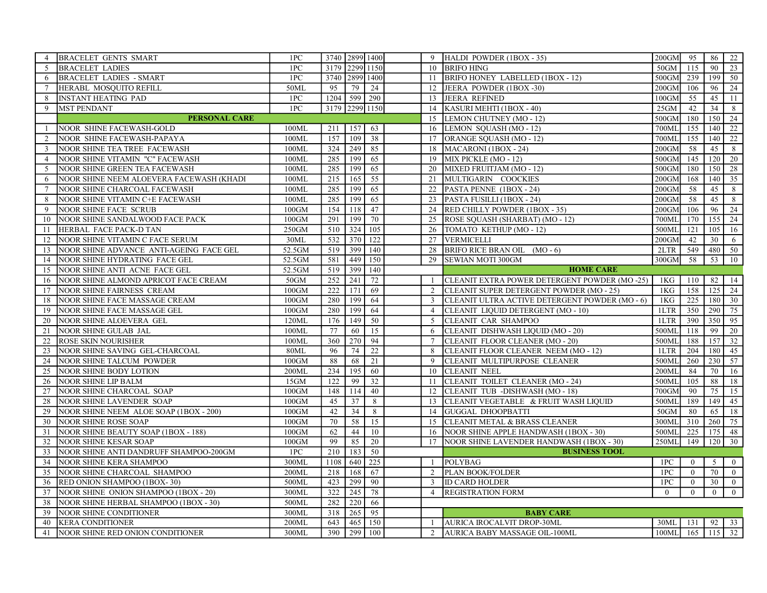| | | | | | | | | | | | | |
|---|---|---|---|---|---|---|---|---|---|---|---|---|
| 4 | BRACELET GENTS SMART | 1PC | 3740 | 2899 | 1400 | | 9 | HALDI POWDER (1BOX - 35) | 200GM | 95 | 86 | 22 |
| 5 | BRACELET LADIES | 1PC | 3179 | 2299 | 1150 | | 10 | BRIFO HING | 50GM | 115 | 90 | 23 |
| 6 | BRACELET LADIES - SMART | 1PC | 3740 | 2899 | 1400 | | 11 | BRIFO HONEY LABELLED (1BOX - 12) | 500GM | 239 | 199 | 50 |
| 7 | HERABL MOSQUITO REFILL | 50ML | 95 | 79 | 24 | | 12 | JEERA POWDER (1BOX -30) | 200GM | 106 | 96 | 24 |
| 8 | INSTANT HEATING PAD | 1PC | 1204 | 599 | 290 | | 13 | JEERA REFINED | 100GM | 55 | 45 | 11 |
| 9 | MST PENDANT | 1PC | 3179 | 2299 | 1150 | | 14 | KASURI MEHTI (1BOX - 40) | 25GM | 42 | 34 | 8 |
| | **PERSONAL CARE** | | | | | | 15 | LEMON CHUTNEY (MO - 12) | 500GM | 180 | 150 | 24 |
| 1 | NOOR SHINE FACEWASH-GOLD | 100ML | 211 | 157 | 63 | | 16 | LEMON SQUASH (MO - 12) | 700ML | 155 | 140 | 22 |
| 2 | NOOR SHINE FACEWASH-PAPAYA | 100ML | 157 | 109 | 38 | | 17 | ORANGE SQUASH (MO - 12) | 700ML | 155 | 140 | 22 |
| 3 | NOOR SHINE TEA TREE FACEWASH | 100ML | 324 | 249 | 85 | | 18 | MACARONI (1BOX - 24) | 200GM | 58 | 45 | 8 |
| 4 | NOOR SHINE VITAMIN "C" FACEWASH | 100ML | 285 | 199 | 65 | | 19 | MIX PICKLE (MO - 12) | 500GM | 145 | 120 | 20 |
| 5 | NOOR SHINE GREEN TEA FACEWASH | 100ML | 285 | 199 | 65 | | 20 | MIXED FRUITJAM (MO - 12) | 500GM | 180 | 150 | 28 |
| 6 | NOOR SHINE NEEM ALOEVERA FACEWASH (KHADI | 100ML | 215 | 165 | 55 | | 21 | MULTIGARIN COOCKIES | 200GM | 168 | 140 | 35 |
| 7 | NOOR SHINE CHARCOAL FACEWASH | 100ML | 285 | 199 | 65 | | 22 | PASTA PENNE (1BOX - 24) | 200GM | 58 | 45 | 8 |
| 8 | NOOR SHINE VITAMIN C+E FACEWASH | 100ML | 285 | 199 | 65 | | 23 | PASTA FUSILLI (1BOX - 24) | 200GM | 58 | 45 | 8 |
| 9 | NOOR SHINE FACE SCRUB | 100GM | 154 | 118 | 47 | | 24 | RED CHILLY POWDER (1BOX - 35) | 200GM | 106 | 96 | 24 |
| 10 | NOOR SHINE SANDALWOOD FACE PACK | 100GM | 291 | 199 | 70 | | 25 | ROSE SQUASH (SHARBAT) (MO - 12) | 700ML | 170 | 155 | 24 |
| 11 | HERBAL FACE PACK-D TAN | 250GM | 510 | 324 | 105 | | 26 | TOMATO KETHUP (MO - 12) | 500ML | 121 | 105 | 16 |
| 12 | NOOR SHINE VITAMIN C FACE SERUM | 30ML | 532 | 370 | 122 | | 27 | VERMICELLI | 200GM | 42 | 30 | 6 |
| 13 | NOOR SHINE ADVANCE ANTI-AGEING FACE GEL | 52.5GM | 519 | 399 | 140 | | 28 | BRIFO RICE BRAN OIL (MO - 6) | 2LTR | 549 | 480 | 50 |
| 14 | NOOR SHINE HYDRATING FACE GEL | 52.5GM | 581 | 449 | 150 | | 29 | SEWIAN MOTI 300GM | 300GM | 58 | 53 | 10 |
| 15 | NOOR SHINE ANTI ACNE FACE GEL | 52.5GM | 519 | 399 | 140 | | | **HOME CARE** | | | | |
| 16 | NOOR SHINE ALMOND APRICOT FACE CREAM | 50GM | 252 | 241 | 72 | | 1 | CLEANIT EXTRA POWER DETERGENT POWDER (MO -25) | 1KG | 110 | 82 | 14 |
| 17 | NOOR SHINE FAIRNESS CREAM | 100GM | 222 | 171 | 69 | | 2 | CLEANIT SUPER DETERGENT POWDER (MO - 25) | 1KG | 158 | 125 | 24 |
| 18 | NOOR SHINE FACE MASSAGE CREAM | 100GM | 280 | 199 | 64 | | 3 | CLEANIT ULTRA ACTIVE DETERGENT POWDER (MO - 6) | 1KG | 225 | 180 | 30 |
| 19 | NOOR SHINE FACE MASSAGE GEL | 100GM | 280 | 199 | 64 | | 4 | CLEANIT LIQUID DETERGENT (MO - 10) | 1LTR | 350 | 290 | 75 |
| 20 | NOOR SHINE ALOEVERA GEL | 120ML | 176 | 149 | 50 | | 5 | CLEANIT CAR SHAMPOO | 1LTR | 390 | 350 | 95 |
| 21 | NOOR SHINE GULAB JAL | 100ML | 77 | 60 | 15 | | 6 | CLEANIT DISHWASH LIQUID (MO - 20) | 500ML | 118 | 99 | 20 |
| 22 | ROSE SKIN NOURISHER | 100ML | 360 | 270 | 94 | | 7 | CLEANIT FLOOR CLEANER (MO - 20) | 500ML | 188 | 157 | 32 |
| 23 | NOOR SHINE SAVING GEL-CHARCOAL | 80ML | 96 | 74 | 22 | | 8 | CLEANIT FLOOR CLEANER NEEM (MO - 12) | 1LTR | 204 | 180 | 45 |
| 24 | NOOR SHINE TALCUM POWDER | 100GM | 88 | 68 | 21 | | 9 | CLEANIT MULTIPURPOSE CLEANER | 500ML | 260 | 230 | 57 |
| 25 | NOOR SHINE BODY LOTION | 200ML | 234 | 195 | 60 | | 10 | CLEANIT NEEL | 200ML | 84 | 70 | 16 |
| 26 | NOOR SHINE LIP BALM | 15GM | 122 | 99 | 32 | | 11 | CLEANIT TOILET CLEANER (MO - 24) | 500ML | 105 | 88 | 18 |
| 27 | NOOR SHINE CHARCOAL SOAP | 100GM | 148 | 114 | 40 | | 12 | CLEANIT TUB -DISHWASH (MO - 18) | 700GM | 90 | 75 | 15 |
| 28 | NOOR SHINE LAVENDER SOAP | 100GM | 45 | 37 | 8 | | 13 | CLEANIT VEGETABLE & FRUIT WASH LIQUID | 500ML | 189 | 149 | 45 |
| 29 | NOOR SHINE NEEM ALOE SOAP (1BOX - 200) | 100GM | 42 | 34 | 8 | | 14 | GUGGAL DHOOPBATTI | 50GM | 80 | 65 | 18 |
| 30 | NOOR SHINE ROSE SOAP | 100GM | 70 | 58 | 15 | | 15 | CLEANIT METAL & BRASS CLEANER | 300ML | 310 | 260 | 75 |
| 31 | NOOR SHINE BEAUTY SOAP (1BOX - 188) | 100GM | 62 | 44 | 10 | | 16 | NOOR SHINE APPLE HANDWASH (1BOX - 30) | 500ML | 225 | 175 | 48 |
| 32 | NOOR SHINE KESAR SOAP | 100GM | 99 | 85 | 20 | | 17 | NOOR SHINE LAVENDER HANDWASH (1BOX - 30) | 250ML | 149 | 120 | 30 |
| 33 | NOOR SHINE ANTI DANDRUFF SHAMPOO-200GM | 1PC | 210 | 183 | 50 | | | **BUSINESS TOOL** | | | | |
| 34 | NOOR SHINE KERA SHAMPOO | 300ML | 1108 | 640 | 225 | | 1 | POLYBAG | 1PC | 0 | 5 | 0 |
| 35 | NOOR SHINE CHARCOAL SHAMPOO | 200ML | 218 | 168 | 67 | | 2 | PLAN BOOK/FOLDER | 1PC | 0 | 70 | 0 |
| 36 | RED ONION SHAMPOO (1BOX- 30) | 500ML | 423 | 299 | 90 | | 3 | ID CARD HOLDER | 1PC | 0 | 30 | 0 |
| 37 | NOOR SHINE ONION SHAMPOO (1BOX - 20) | 300ML | 322 | 245 | 78 | | 4 | REGISTRATION FORM | 0 | 0 | 0 | 0 |
| 38 | NOOR SHINE HERBAL SHAMPOO (1BOX - 30) | 500ML | 282 | 220 | 66 | | | | | | | |
| 39 | NOOR SHINE CONDITIONER | 300ML | 318 | 265 | 95 | | | **BABY CARE** | | | | |
| 40 | KERA CONDITIONER | 200ML | 643 | 465 | 150 | | 1 | AURICA IROCALVIT DROP-30ML | 30ML | 131 | 92 | 33 |
| 41 | NOOR SHINE RED ONION CONDITIONER | 300ML | 390 | 299 | 100 | | 2 | AURICA BABY MASSAGE OIL-100ML | 100ML | 165 | 115 | 32 |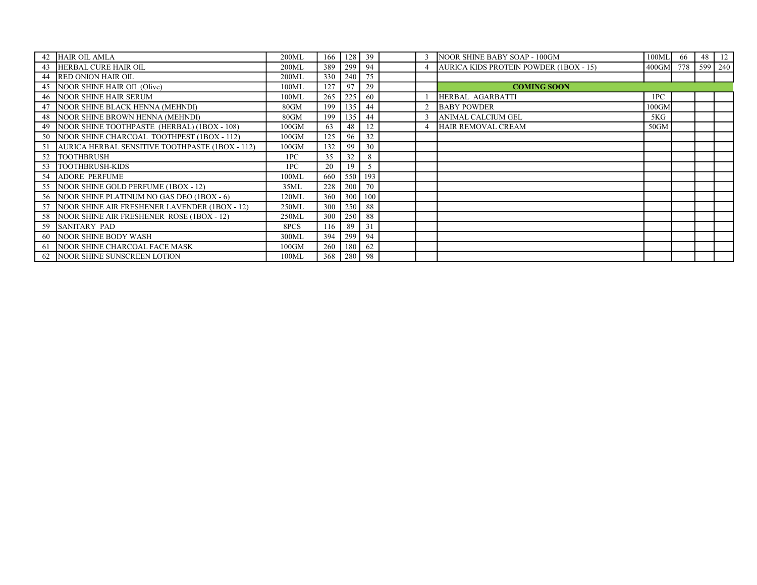| | | | | | | | | | | | | | |
|---|---|---|---|---|---|---|---|---|---|---|---|---|---|
| 42 | HAIR OIL AMLA | 200ML | 166 | 128 | 39 | | 3 | NOOR SHINE BABY SOAP - 100GM | 100ML | 66 | 48 | 12 |
| 43 | HERBAL CURE HAIR OIL | 200ML | 389 | 299 | 94 | | 4 | AURICA KIDS PROTEIN POWDER (1BOX - 15) | 400GM | 778 | 599 | 240 |
| 44 | RED ONION HAIR OIL | 200ML | 330 | 240 | 75 | | | | | | | |
| 45 | NOOR SHINE HAIR OIL (Olive) | 100ML | 127 | 97 | 29 | | | **COMING SOON** | | | | |
| 46 | NOOR SHINE HAIR SERUM | 100ML | 265 | 225 | 60 | | 1 | HERBAL AGARBATTI | 1PC | | | |
| 47 | NOOR SHINE BLACK HENNA (MEHNDI) | 80GM | 199 | 135 | 44 | | 2 | BABY POWDER | 100GM | | | |
| 48 | NOOR SHINE BROWN HENNA (MEHNDI) | 80GM | 199 | 135 | 44 | | 3 | ANIMAL CALCIUM GEL | 5KG | | | |
| 49 | NOOR SHINE TOOTHPASTE (HERBAL) (1BOX - 108) | 100GM | 63 | 48 | 12 | | 4 | HAIR REMOVAL CREAM | 50GM | | | |
| 50 | NOOR SHINE CHARCOAL TOOTHPEST (1BOX - 112) | 100GM | 125 | 96 | 32 | | | | | | | |
| 51 | AURICA HERBAL SENSITIVE TOOTHPASTE (1BOX - 112) | 100GM | 132 | 99 | 30 | | | | | | | |
| 52 | TOOTHBRUSH | 1PC | 35 | 32 | 8 | | | | | | | |
| 53 | TOOTHBRUSH-KIDS | 1PC | 20 | 19 | 5 | | | | | | | |
| 54 | ADORE PERFUME | 100ML | 660 | 550 | 193 | | | | | | | |
| 55 | NOOR SHINE GOLD PERFUME (1BOX - 12) | 35ML | 228 | 200 | 70 | | | | | | | |
| 56 | NOOR SHINE PLATINUM NO GAS DEO (1BOX - 6) | 120ML | 360 | 300 | 100 | | | | | | | |
| 57 | NOOR SHINE AIR FRESHENER LAVENDER (1BOX - 12) | 250ML | 300 | 250 | 88 | | | | | | | |
| 58 | NOOR SHINE AIR FRESHENER ROSE (1BOX - 12) | 250ML | 300 | 250 | 88 | | | | | | | |
| 59 | SANITARY PAD | 8PCS | 116 | 89 | 31 | | | | | | | |
| 60 | NOOR SHINE BODY WASH | 300ML | 394 | 299 | 94 | | | | | | | |
| 61 | NOOR SHINE CHARCOAL FACE MASK | 100GM | 260 | 180 | 62 | | | | | | | |
| 62 | NOOR SHINE SUNSCREEN LOTION | 100ML | 368 | 280 | 98 | | | | | | | |